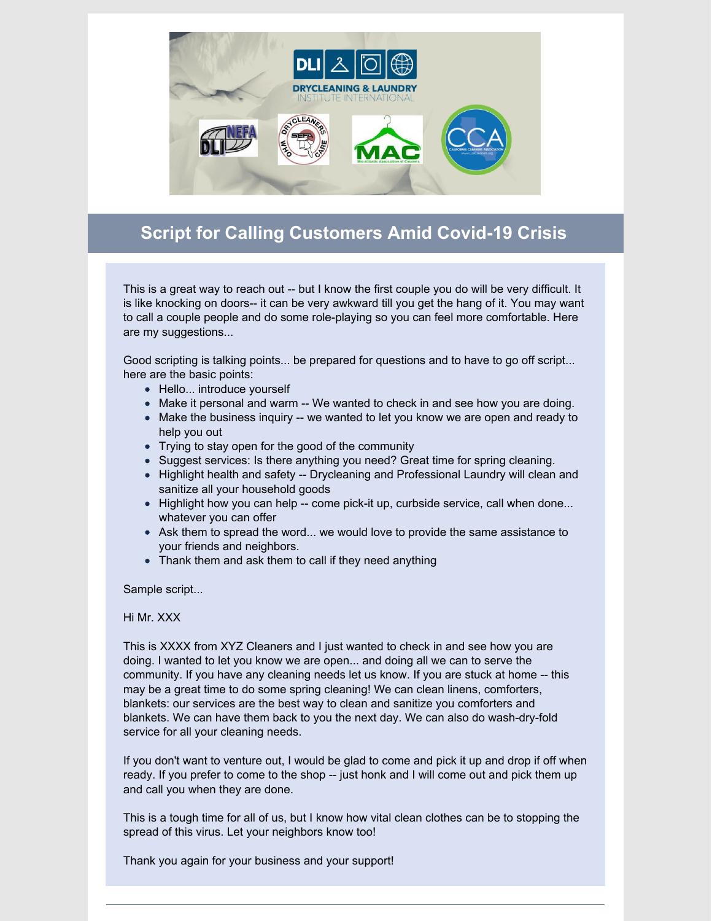# Script for Calling Customers Amid Covid-19 Crisis

This is a great way to reach out -- but I know the first couple you do will be very difficult. It is like knocking on doors-- it can be very awkward till you get the hang of it. You may want to call a couple people and do some role-playing so you can feel more comfortable. Here are my suggestions...

Good scripting is talking points... be prepared for questions and to have to go off script... here are the basic points:

- Hello... introduce yourself
- Make it personal and warm -- We wanted to check in and see how you are doing.
- Make the business inquiry -- we wanted to let you know we are open and ready to help you out
- Trying to stay open for the good of the community
- Suggest services: Is there anything you need? Great time for spring cleaning.
- Highlight health and safety -- Drycleaning and Professional Laundry will clean and sanitize all your household goods
- Highlight how you can help -- come pick-it up, curbside service, call when done... whatever you can offer
- Ask them to spread the word... we would love to provide the same assistance to your friends and neighbors.
- Thank them and ask them to call if they need anything

Sample script...

Hi Mr. XXX

This is XXXX from XYZ Cleaners and I just wanted to check in and see how you are doing. I wanted to let you know we are open... and doing all we can to serve the community. If you have any cleaning needs let us know. If you are stuck at home -- this may be a great time to do some spring cleaning! We can clean linens, comforters, blankets: our services are the best way to clean and sanitize you comforters and blankets. We can have them back to you the next day. We can also do wash-dry-fold service for all your cleaning needs.

If you don't want to venture out, I would be glad to come and pick it up and drop if off when ready. If you prefer to come to the shop -- just honk and I will come out and pick them up and call you when they are done.

This is a tough time for all of us, but I know how vital clean clothes can be to stopping the spread of this virus. Let your neighbors know too!

Thank you again for your business and your support!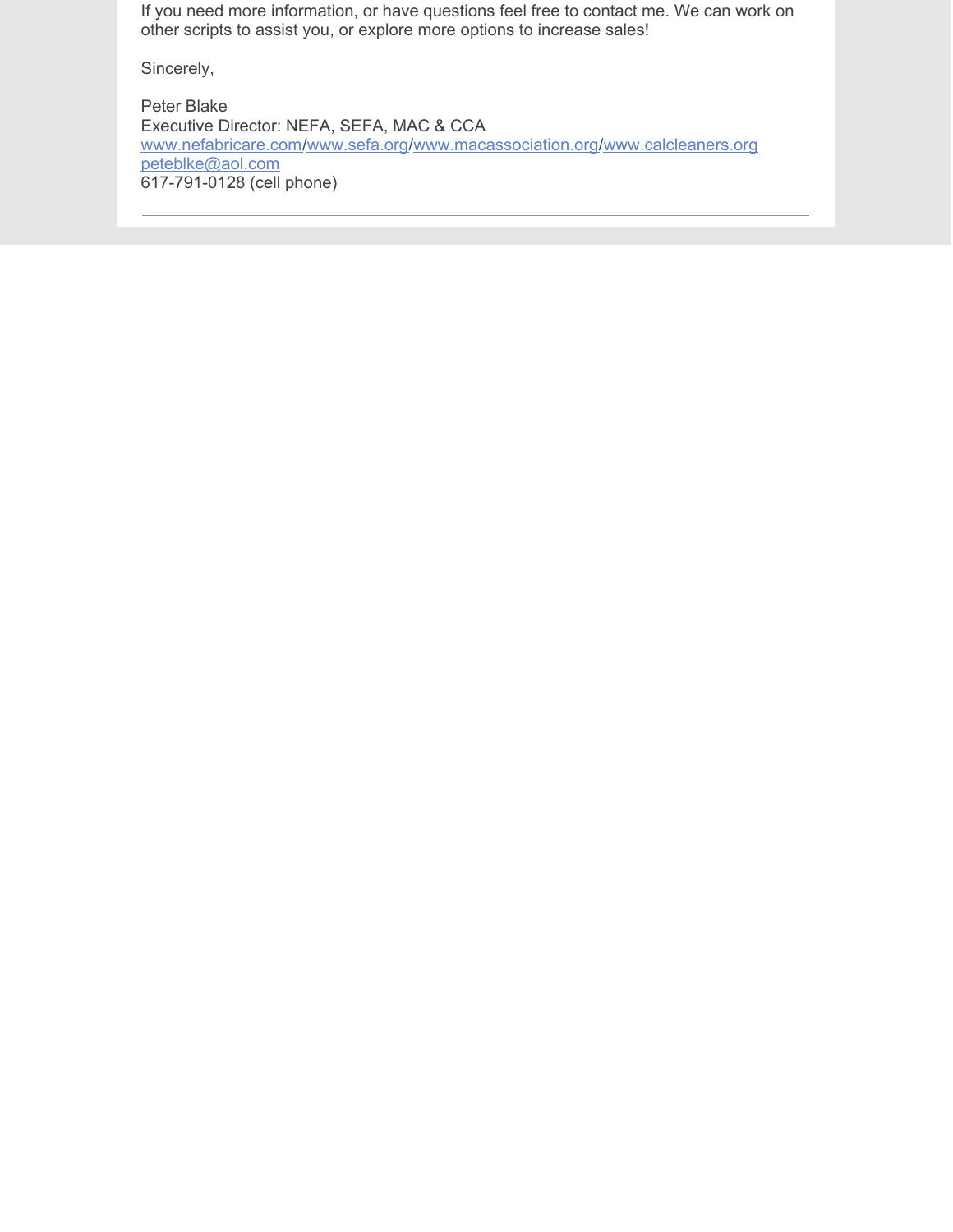If you need more information, or have questions feel free to contact me. We can work on other scripts to assist you, or explore more options to increase sales!

Sincerely,

Peter Blake
Executive Director: NEFA, SEFA, MAC & CCA
www.nefabricare.com/www.sefa.org/www.macassociation.org/www.calcleaners.org
peteblke@aol.com
617-791-0128 (cell phone)

---